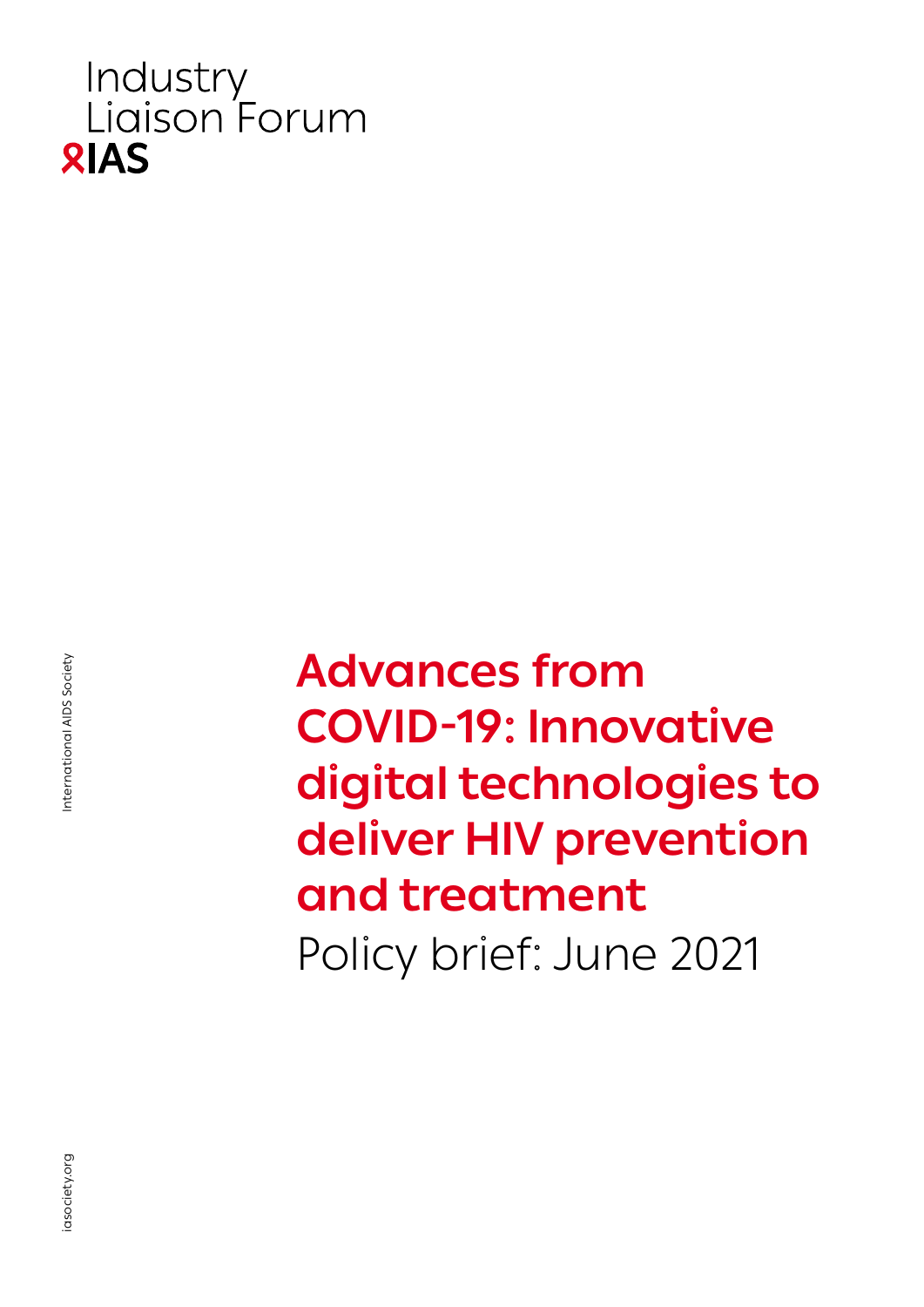Industry Liaison Forum

IAS

International AIDS Society

# Advances from COVID-19: Innovative digital technologies to deliver HIV prevention and treatment

Policy brief: June 2021

iasociety.org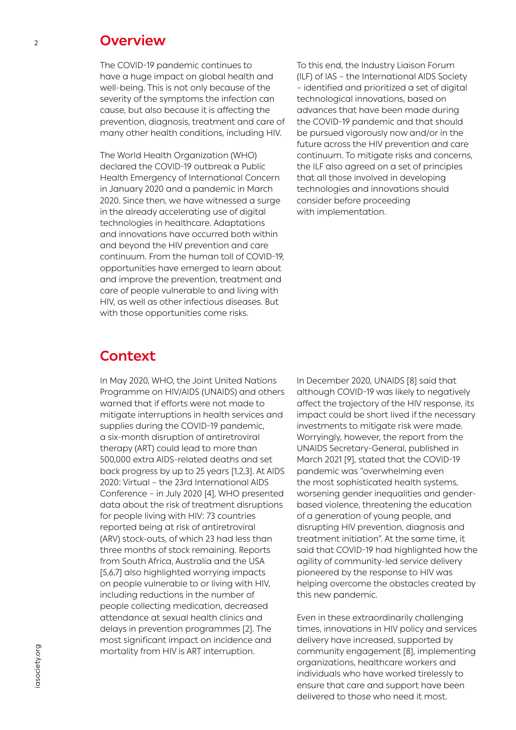## Overview

The COVID-19 pandemic continues to have a huge impact on global health and well-being. This is not only because of the severity of the symptoms the infection can cause, but also because it is affecting the prevention, diagnosis, treatment and care of many other health conditions, including HIV.

The World Health Organization (WHO) declared the COVID-19 outbreak a Public Health Emergency of International Concern in January 2020 and a pandemic in March 2020. Since then, we have witnessed a surge in the already accelerating use of digital technologies in healthcare. Adaptations and innovations have occurred both within and beyond the HIV prevention and care continuum. From the human toll of COVID-19, opportunities have emerged to learn about and improve the prevention, treatment and care of people vulnerable to and living with HIV, as well as other infectious diseases. But with those opportunities come risks.

To this end, the Industry Liaison Forum (ILF) of IAS – the International AIDS Society – identified and prioritized a set of digital technological innovations, based on advances that have been made during the COVID-19 pandemic and that should be pursued vigorously now and/or in the future across the HIV prevention and care continuum. To mitigate risks and concerns, the ILF also agreed on a set of principles that all those involved in developing technologies and innovations should consider before proceeding with implementation.

## Context

In May 2020, WHO, the Joint United Nations Programme on HIV/AIDS (UNAIDS) and others warned that if efforts were not made to mitigate interruptions in health services and supplies during the COVID-19 pandemic, a six-month disruption of antiretroviral therapy (ART) could lead to more than 500,000 extra AIDS-related deaths and set back progress by up to 25 years [1,2,3]. At AIDS 2020: Virtual – the 23rd International AIDS Conference – in July 2020 [4], WHO presented data about the risk of treatment disruptions for people living with HIV: 73 countries reported being at risk of antiretroviral (ARV) stock-outs, of which 23 had less than three months of stock remaining. Reports from South Africa, Australia and the USA [5,6,7] also highlighted worrying impacts on people vulnerable to or living with HIV, including reductions in the number of people collecting medication, decreased attendance at sexual health clinics and delays in prevention programmes [2]. The most significant impact on incidence and mortality from HIV is ART interruption.

In December 2020, UNAIDS [8] said that although COVID-19 was likely to negatively affect the trajectory of the HIV response, its impact could be short lived if the necessary investments to mitigate risk were made. Worryingly, however, the report from the UNAIDS Secretary-General, published in March 2021 [9], stated that the COVID-19 pandemic was "overwhelming even the most sophisticated health systems, worsening gender inequalities and gender-based violence, threatening the education of a generation of young people, and disrupting HIV prevention, diagnosis and treatment initiation". At the same time, it said that COVID-19 had highlighted how the agility of community-led service delivery pioneered by the response to HIV was helping overcome the obstacles created by this new pandemic.

Even in these extraordinarily challenging times, innovations in HIV policy and services delivery have increased, supported by community engagement [8], implementing organizations, healthcare workers and individuals who have worked tirelessly to ensure that care and support have been delivered to those who need it most.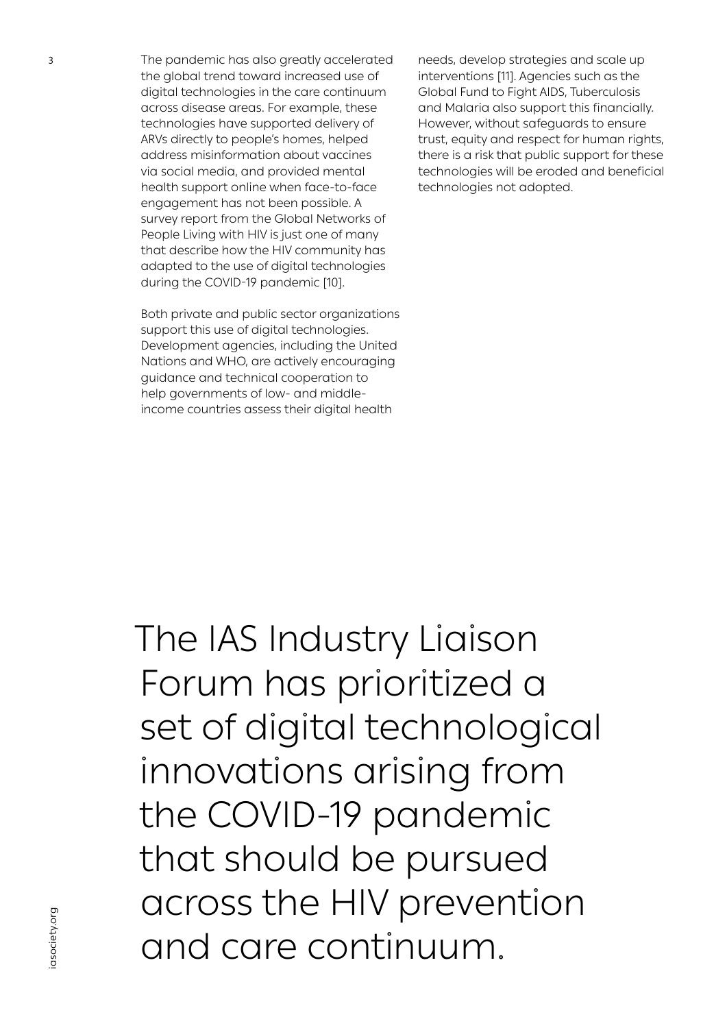The pandemic has also greatly accelerated the global trend toward increased use of digital technologies in the care continuum across disease areas. For example, these technologies have supported delivery of ARVs directly to people's homes, helped address misinformation about vaccines via social media, and provided mental health support online when face-to-face engagement has not been possible. A survey report from the Global Networks of People Living with HIV is just one of many that describe how the HIV community has adapted to the use of digital technologies during the COVID-19 pandemic [10].

Both private and public sector organizations support this use of digital technologies. Development agencies, including the United Nations and WHO, are actively encouraging guidance and technical cooperation to help governments of low- and middle-income countries assess their digital health needs, develop strategies and scale up interventions [11]. Agencies such as the Global Fund to Fight AIDS, Tuberculosis and Malaria also support this financially. However, without safeguards to ensure trust, equity and respect for human rights, there is a risk that public support for these technologies will be eroded and beneficial technologies not adopted.

## The IAS Industry Liaison Forum has prioritized a set of digital technological innovations arising from the COVID-19 pandemic that should be pursued across the HIV prevention and care continuum.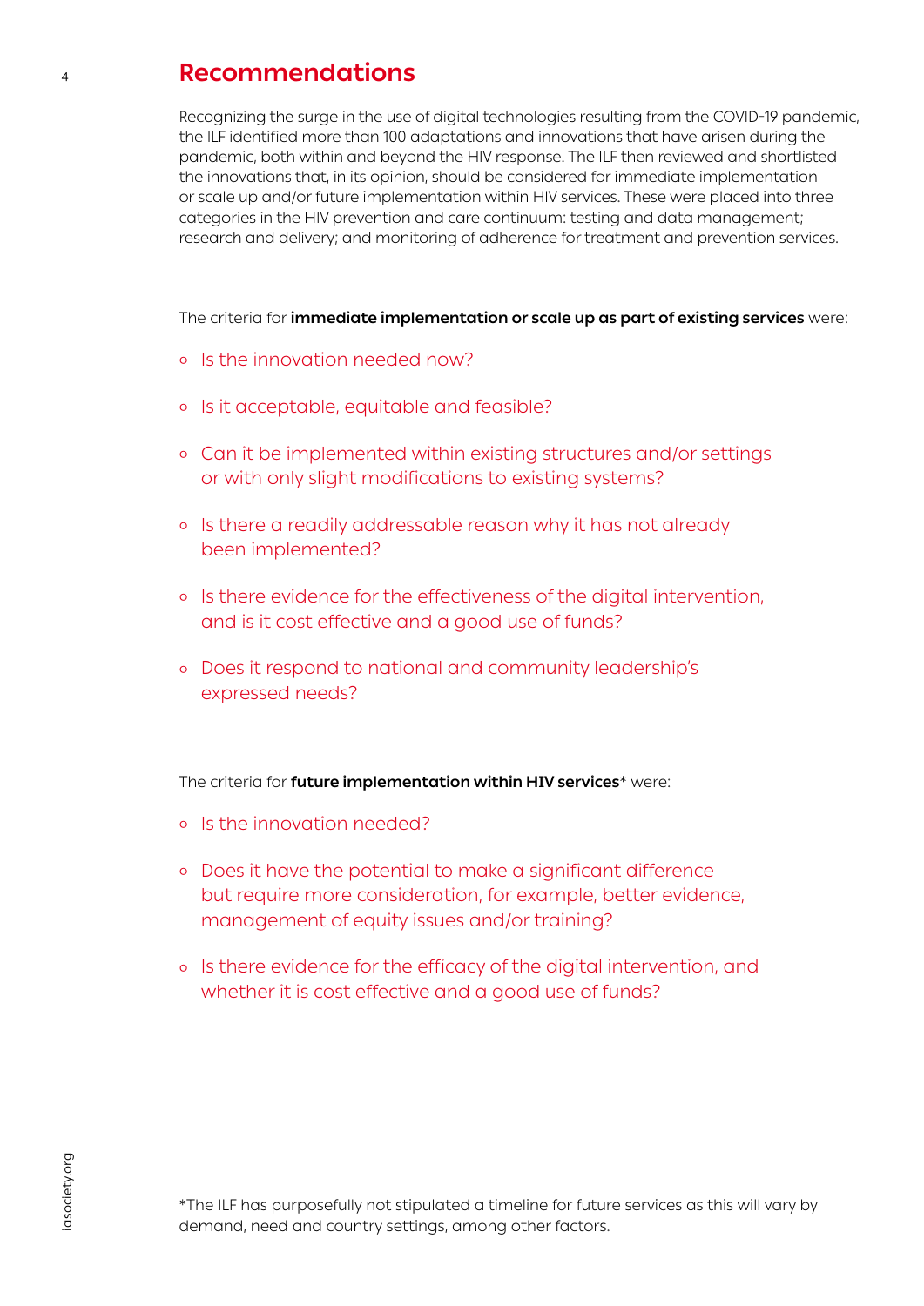## Recommendations

Recognizing the surge in the use of digital technologies resulting from the COVID-19 pandemic, the ILF identified more than 100 adaptations and innovations that have arisen during the pandemic, both within and beyond the HIV response. The ILF then reviewed and shortlisted the innovations that, in its opinion, should be considered for immediate implementation or scale up and/or future implementation within HIV services. These were placed into three categories in the HIV prevention and care continuum: testing and data management; research and delivery; and monitoring of adherence for treatment and prevention services.

The criteria for **immediate implementation or scale up as part of existing services** were:

- Is the innovation needed now?
- Is it acceptable, equitable and feasible?
- Can it be implemented within existing structures and/or settings or with only slight modifications to existing systems?
- Is there a readily addressable reason why it has not already been implemented?
- Is there evidence for the effectiveness of the digital intervention, and is it cost effective and a good use of funds?
- Does it respond to national and community leadership's expressed needs?

The criteria for **future implementation within HIV services*** were:

- Is the innovation needed?
- Does it have the potential to make a significant difference but require more consideration, for example, better evidence, management of equity issues and/or training?
- Is there evidence for the efficacy of the digital intervention, and whether it is cost effective and a good use of funds?

*The ILF has purposefully not stipulated a timeline for future services as this will vary by demand, need and country settings, among other factors.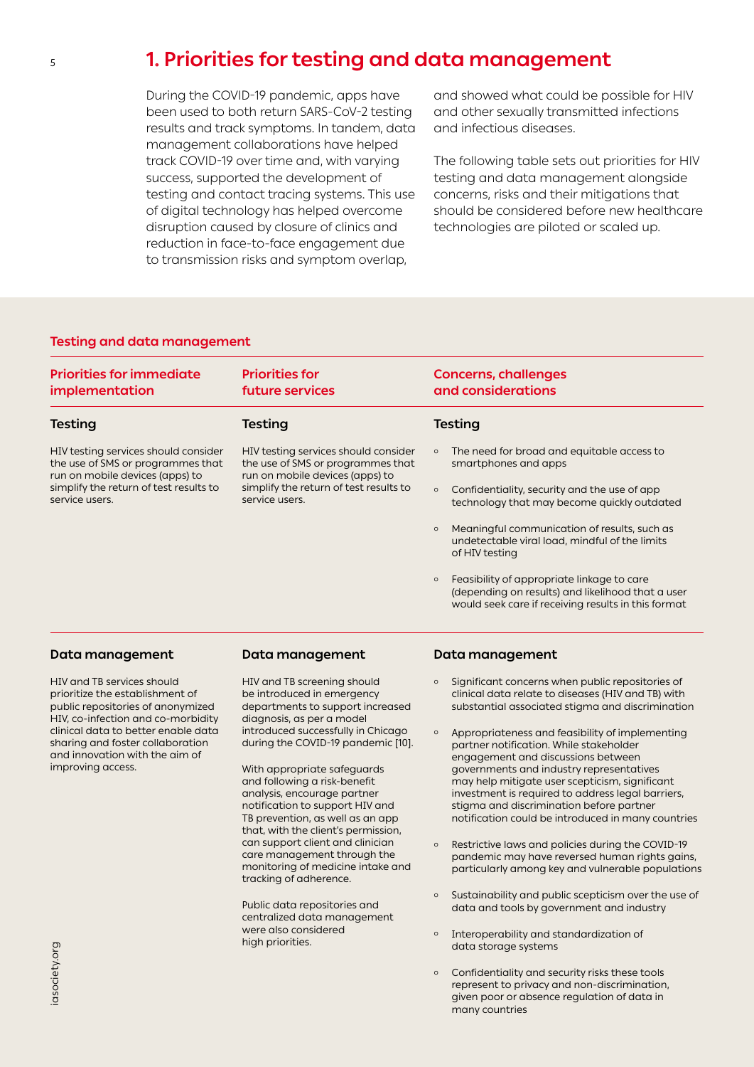# 1. Priorities for testing and data management

During the COVID-19 pandemic, apps have been used to both return SARS-CoV-2 testing results and track symptoms. In tandem, data management collaborations have helped track COVID-19 over time and, with varying success, supported the development of testing and contact tracing systems. This use of digital technology has helped overcome disruption caused by closure of clinics and reduction in face-to-face engagement due to transmission risks and symptom overlap, and showed what could be possible for HIV and other sexually transmitted infections and infectious diseases.

The following table sets out priorities for HIV testing and data management alongside concerns, risks and their mitigations that should be considered before new healthcare technologies are piloted or scaled up.

## Testing and data management

| Priorities for immediate implementation | Priorities for future services | Concerns, challenges and considerations |
|---|---|---|
| **Testing** | **Testing** | **Testing** |
| HIV testing services should consider the use of SMS or programmes that run on mobile devices (apps) to simplify the return of test results to service users. | HIV testing services should consider the use of SMS or programmes that run on mobile devices (apps) to simplify the return of test results to service users. | ◦ The need for broad and equitable access to smartphones and apps<br>◦ Confidentiality, security and the use of app technology that may become quickly outdated<br>◦ Meaningful communication of results, such as undetectable viral load, mindful of the limits of HIV testing<br>◦ Feasibility of appropriate linkage to care (depending on results) and likelihood that a user would seek care if receiving results in this format |
| **Data management** | **Data management** | **Data management** |
| HIV and TB services should prioritize the establishment of public repositories of anonymized HIV, co-infection and co-morbidity clinical data to better enable data sharing and foster collaboration and innovation with the aim of improving access. | HIV and TB screening should be introduced in emergency departments to support increased diagnosis, as per a model introduced successfully in Chicago during the COVID-19 pandemic [10].<br><br>With appropriate safeguards and following a risk-benefit analysis, encourage partner notification to support HIV and TB prevention, as well as an app that, with the client's permission, can support client and clinician care management through the monitoring of medicine intake and tracking of adherence.<br><br>Public data repositories and centralized data management were also considered high priorities. | ◦ Significant concerns when public repositories of clinical data relate to diseases (HIV and TB) with substantial associated stigma and discrimination<br>◦ Appropriateness and feasibility of implementing partner notification. While stakeholder engagement and discussions between governments and industry representatives may help mitigate user scepticism, significant investment is required to address legal barriers, stigma and discrimination before partner notification could be introduced in many countries<br>◦ Restrictive laws and policies during the COVID-19 pandemic may have reversed human rights gains, particularly among key and vulnerable populations<br>◦ Sustainability and public scepticism over the use of data and tools by government and industry<br>◦ Interoperability and standardization of data storage systems<br>◦ Confidentiality and security risks these tools represent to privacy and non-discrimination, given poor or absence regulation of data in many countries |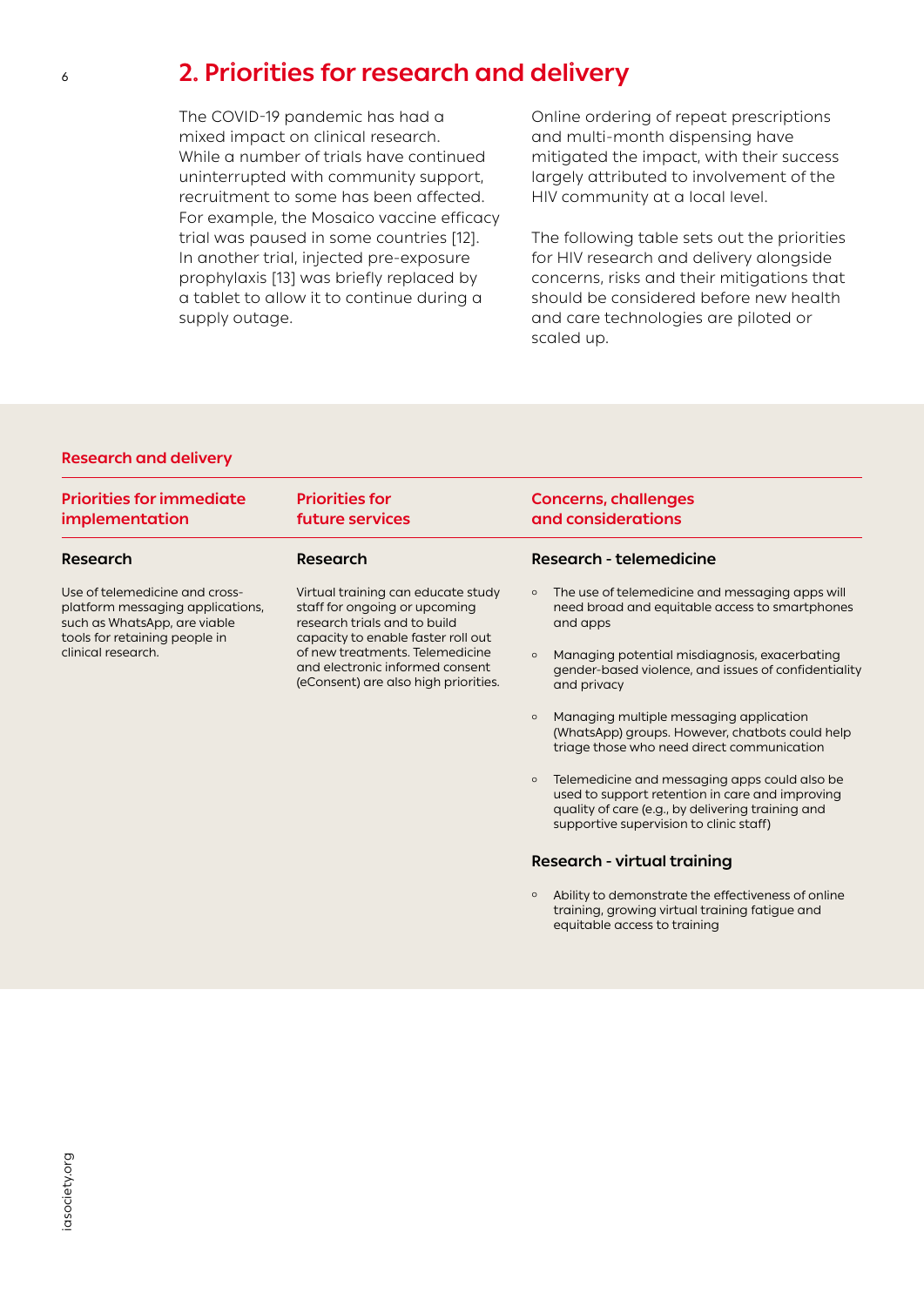## 2. Priorities for research and delivery

The COVID-19 pandemic has had a mixed impact on clinical research. While a number of trials have continued uninterrupted with community support, recruitment to some has been affected. For example, the Mosaico vaccine efficacy trial was paused in some countries [12]. In another trial, injected pre-exposure prophylaxis [13] was briefly replaced by a tablet to allow it to continue during a supply outage.

Online ordering of repeat prescriptions and multi-month dispensing have mitigated the impact, with their success largely attributed to involvement of the HIV community at a local level.

The following table sets out the priorities for HIV research and delivery alongside concerns, risks and their mitigations that should be considered before new health and care technologies are piloted or scaled up.

### Research and delivery

| Priorities for immediate implementation | Priorities for future services | Concerns, challenges and considerations |
|---|---|---|
| **Research** | **Research** | **Research - telemedicine** |
| Use of telemedicine and cross-platform messaging applications, such as WhatsApp, are viable tools for retaining people in clinical research. | Virtual training can educate study staff for ongoing or upcoming research trials and to build capacity to enable faster roll out of new treatments. Telemedicine and electronic informed consent (eConsent) are also high priorities. | ◦ The use of telemedicine and messaging apps will need broad and equitable access to smartphones and apps<br>◦ Managing potential misdiagnosis, exacerbating gender-based violence, and issues of confidentiality and privacy<br>◦ Managing multiple messaging application (WhatsApp) groups. However, chatbots could help triage those who need direct communication<br>◦ Telemedicine and messaging apps could also be used to support retention in care and improving quality of care (e.g., by delivering training and supportive supervision to clinic staff) |
| | | **Research - virtual training** |
| | | ◦ Ability to demonstrate the effectiveness of online training, growing virtual training fatigue and equitable access to training |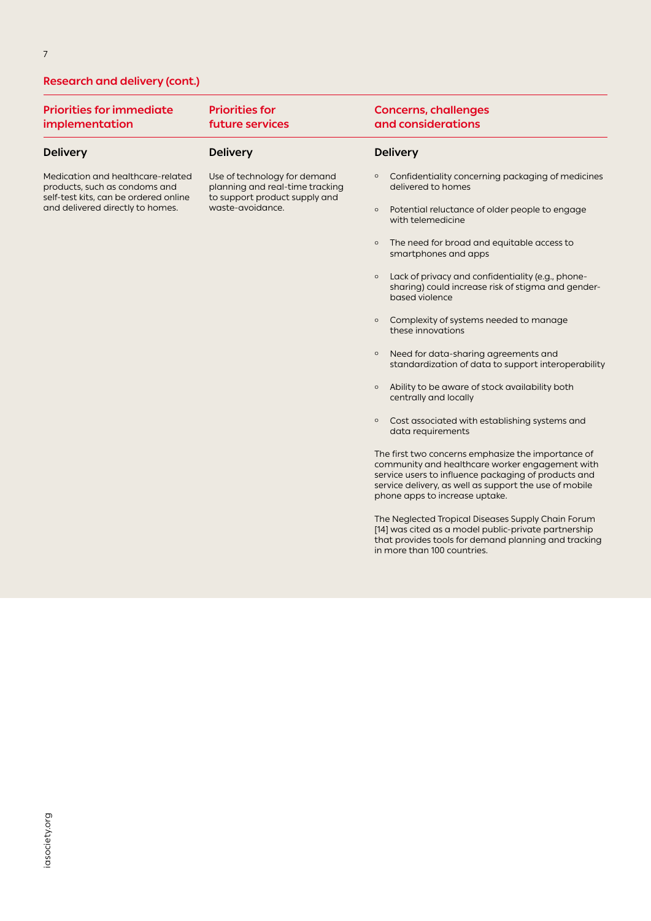## Research and delivery (cont.)

| Priorities for immediate implementation | Priorities for future services | Concerns, challenges and considerations |
|---|---|---|
| **Delivery** | **Delivery** | **Delivery** |
| Medication and healthcare-related products, such as condoms and self-test kits, can be ordered online and delivered directly to homes. | Use of technology for demand planning and real-time tracking to support product supply and waste-avoidance. | ◦ Confidentiality concerning packaging of medicines delivered to homes<br>◦ Potential reluctance of older people to engage with telemedicine<br>◦ The need for broad and equitable access to smartphones and apps<br>◦ Lack of privacy and confidentiality (e.g., phone-sharing) could increase risk of stigma and gender-based violence<br>◦ Complexity of systems needed to manage these innovations<br>◦ Need for data-sharing agreements and standardization of data to support interoperability<br>◦ Ability to be aware of stock availability both centrally and locally<br>◦ Cost associated with establishing systems and data requirements<br><br>The first two concerns emphasize the importance of community and healthcare worker engagement with service users to influence packaging of products and service delivery, as well as support the use of mobile phone apps to increase uptake.<br><br>The Neglected Tropical Diseases Supply Chain Forum [14] was cited as a model public-private partnership that provides tools for demand planning and tracking in more than 100 countries. |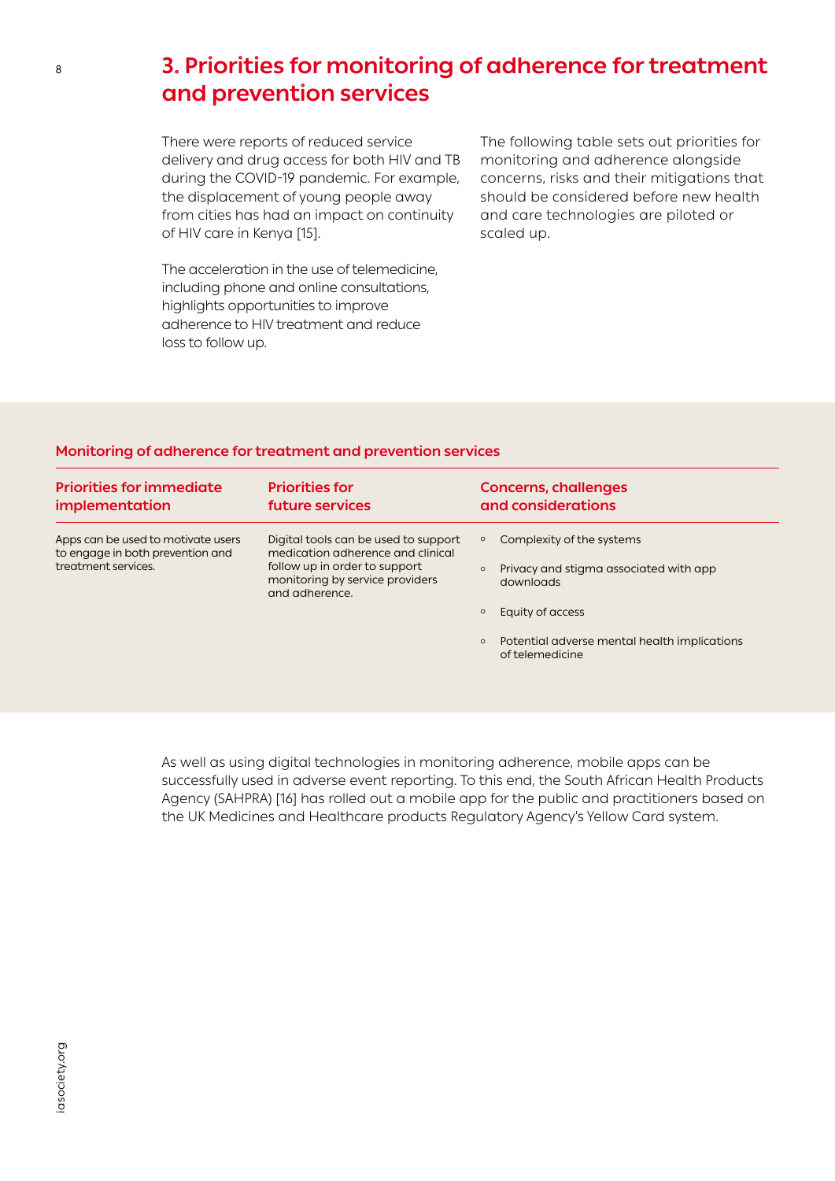# 3. Priorities for monitoring of adherence for treatment and prevention services

There were reports of reduced service delivery and drug access for both HIV and TB during the COVID-19 pandemic. For example, the displacement of young people away from cities has had an impact on continuity of HIV care in Kenya [15].

The acceleration in the use of telemedicine, including phone and online consultations, highlights opportunities to improve adherence to HIV treatment and reduce loss to follow up.

The following table sets out priorities for monitoring and adherence alongside concerns, risks and their mitigations that should be considered before new health and care technologies are piloted or scaled up.

**Monitoring of adherence for treatment and prevention services**

| Priorities for immediate implementation | Priorities for future services | Concerns, challenges and considerations |
|---|---|---|
| Apps can be used to motivate users to engage in both prevention and treatment services. | Digital tools can be used to support medication adherence and clinical follow up in order to support monitoring by service providers and adherence. | ◦ Complexity of the systems<br>◦ Privacy and stigma associated with app downloads<br>◦ Equity of access<br>◦ Potential adverse mental health implications of telemedicine |

As well as using digital technologies in monitoring adherence, mobile apps can be successfully used in adverse event reporting. To this end, the South African Health Products Agency (SAHPRA) [16] has rolled out a mobile app for the public and practitioners based on the UK Medicines and Healthcare products Regulatory Agency's Yellow Card system.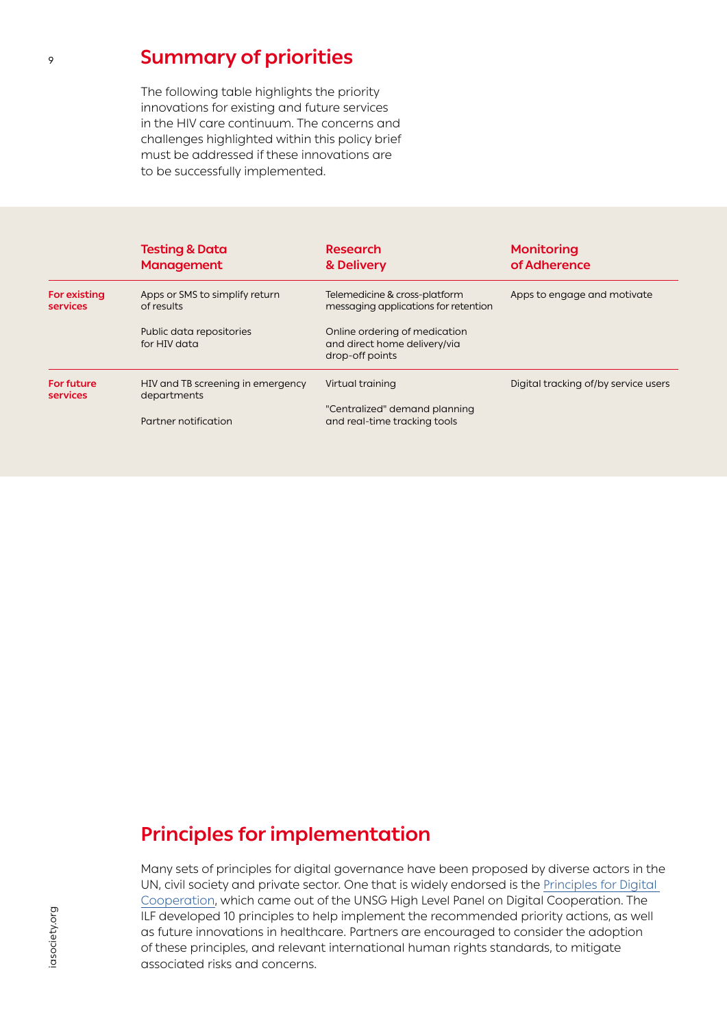## Summary of priorities

The following table highlights the priority innovations for existing and future services in the HIV care continuum. The concerns and challenges highlighted within this policy brief must be addressed if these innovations are to be successfully implemented.

| | Testing & Data Management | Research & Delivery | Monitoring of Adherence |
|---|---|---|---|
| **For existing services** | Apps or SMS to simplify return of results<br><br>Public data repositories for HIV data | Telemedicine & cross-platform messaging applications for retention<br><br>Online ordering of medication and direct home delivery/via drop-off points | Apps to engage and motivate |
| **For future services** | HIV and TB screening in emergency departments<br><br>Partner notification | Virtual training<br><br>"Centralized" demand planning and real-time tracking tools | Digital tracking of/by service users |

## Principles for implementation

Many sets of principles for digital governance have been proposed by diverse actors in the UN, civil society and private sector. One that is widely endorsed is the [Principles for Digital Cooperation](), which came out of the UNSG High Level Panel on Digital Cooperation. The ILF developed 10 principles to help implement the recommended priority actions, as well as future innovations in healthcare. Partners are encouraged to consider the adoption of these principles, and relevant international human rights standards, to mitigate associated risks and concerns.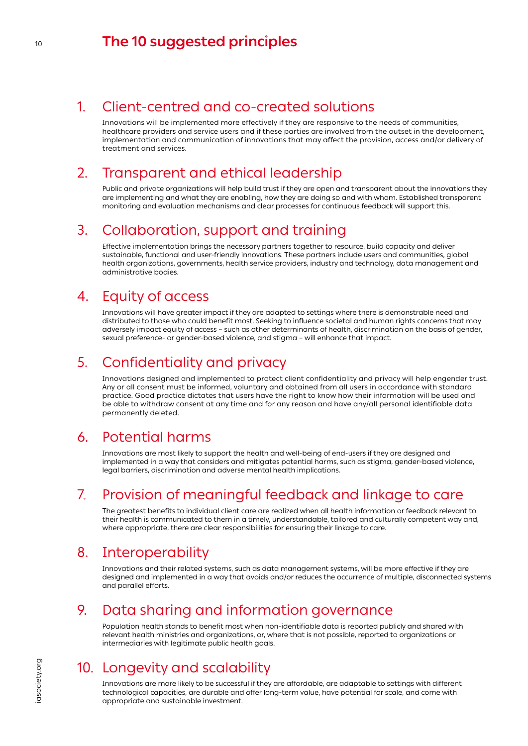# The 10 suggested principles

## 1. Client-centred and co-created solutions

Innovations will be implemented more effectively if they are responsive to the needs of communities, healthcare providers and service users and if these parties are involved from the outset in the development, implementation and communication of innovations that may affect the provision, access and/or delivery of treatment and services.

## 2. Transparent and ethical leadership

Public and private organizations will help build trust if they are open and transparent about the innovations they are implementing and what they are enabling, how they are doing so and with whom. Established transparent monitoring and evaluation mechanisms and clear processes for continuous feedback will support this.

## 3. Collaboration, support and training

Effective implementation brings the necessary partners together to resource, build capacity and deliver sustainable, functional and user-friendly innovations. These partners include users and communities, global health organizations, governments, health service providers, industry and technology, data management and administrative bodies.

## 4. Equity of access

Innovations will have greater impact if they are adapted to settings where there is demonstrable need and distributed to those who could benefit most. Seeking to influence societal and human rights concerns that may adversely impact equity of access – such as other determinants of health, discrimination on the basis of gender, sexual preference- or gender-based violence, and stigma – will enhance that impact.

## 5. Confidentiality and privacy

Innovations designed and implemented to protect client confidentiality and privacy will help engender trust. Any or all consent must be informed, voluntary and obtained from all users in accordance with standard practice. Good practice dictates that users have the right to know how their information will be used and be able to withdraw consent at any time and for any reason and have any/all personal identifiable data permanently deleted.

## 6. Potential harms

Innovations are most likely to support the health and well-being of end-users if they are designed and implemented in a way that considers and mitigates potential harms, such as stigma, gender-based violence, legal barriers, discrimination and adverse mental health implications.

## 7. Provision of meaningful feedback and linkage to care

The greatest benefits to individual client care are realized when all health information or feedback relevant to their health is communicated to them in a timely, understandable, tailored and culturally competent way and, where appropriate, there are clear responsibilities for ensuring their linkage to care.

## 8. Interoperability

Innovations and their related systems, such as data management systems, will be more effective if they are designed and implemented in a way that avoids and/or reduces the occurrence of multiple, disconnected systems and parallel efforts.

## 9. Data sharing and information governance

Population health stands to benefit most when non-identifiable data is reported publicly and shared with relevant health ministries and organizations, or, where that is not possible, reported to organizations or intermediaries with legitimate public health goals.

## 10. Longevity and scalability

Innovations are more likely to be successful if they are affordable, are adaptable to settings with different technological capacities, are durable and offer long-term value, have potential for scale, and come with appropriate and sustainable investment.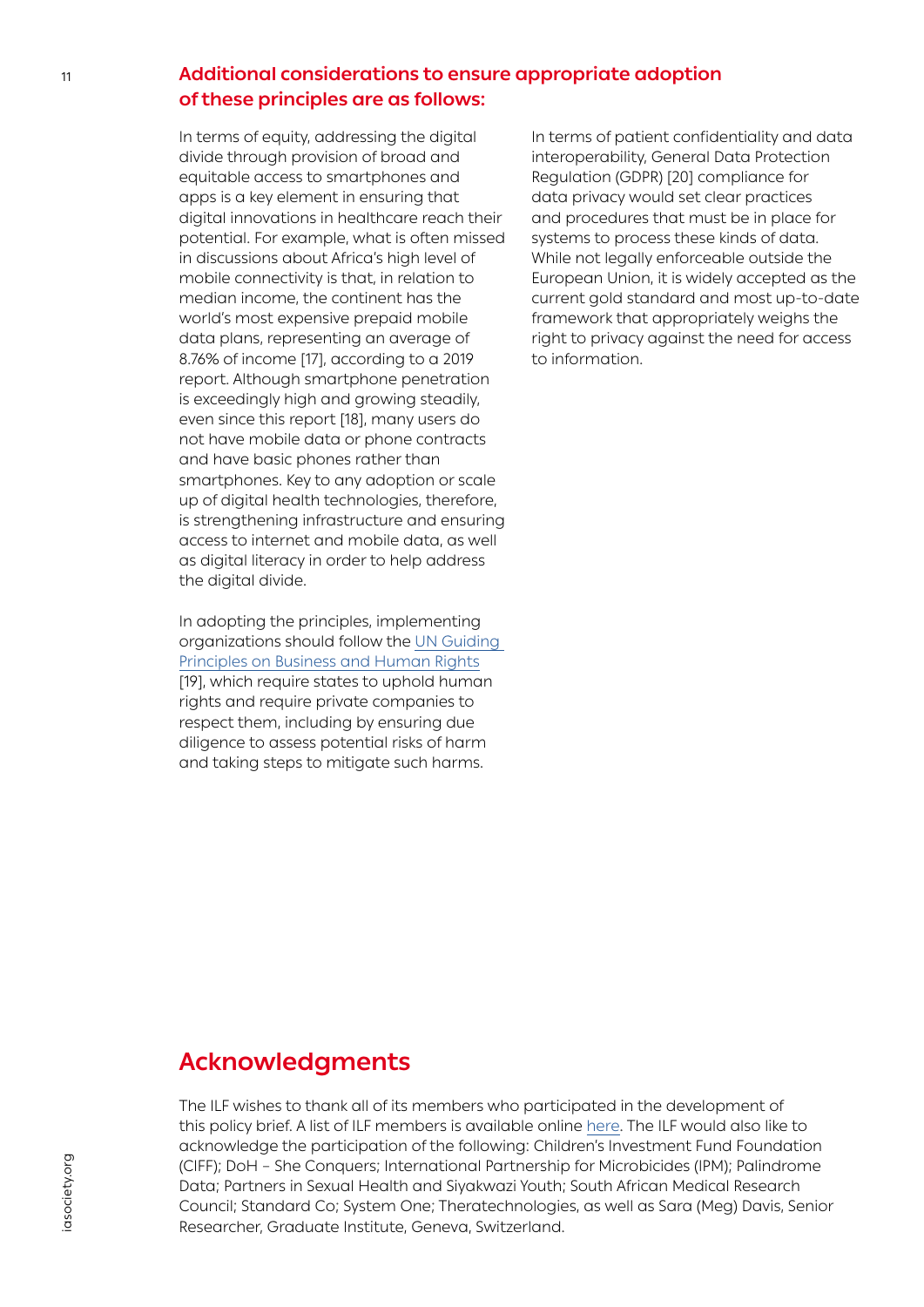## Additional considerations to ensure appropriate adoption of these principles are as follows:

In terms of equity, addressing the digital divide through provision of broad and equitable access to smartphones and apps is a key element in ensuring that digital innovations in healthcare reach their potential. For example, what is often missed in discussions about Africa's high level of mobile connectivity is that, in relation to median income, the continent has the world's most expensive prepaid mobile data plans, representing an average of 8.76% of income [17], according to a 2019 report. Although smartphone penetration is exceedingly high and growing steadily, even since this report [18], many users do not have mobile data or phone contracts and have basic phones rather than smartphones. Key to any adoption or scale up of digital health technologies, therefore, is strengthening infrastructure and ensuring access to internet and mobile data, as well as digital literacy in order to help address the digital divide.

In adopting the principles, implementing organizations should follow the [UN Guiding Principles on Business and Human Rights](#) [19], which require states to uphold human rights and require private companies to respect them, including by ensuring due diligence to assess potential risks of harm and taking steps to mitigate such harms.

In terms of patient confidentiality and data interoperability, General Data Protection Regulation (GDPR) [20] compliance for data privacy would set clear practices and procedures that must be in place for systems to process these kinds of data. While not legally enforceable outside the European Union, it is widely accepted as the current gold standard and most up-to-date framework that appropriately weighs the right to privacy against the need for access to information.

# Acknowledgments

The ILF wishes to thank all of its members who participated in the development of this policy brief. A list of ILF members is available online [here](#). The ILF would also like to acknowledge the participation of the following: Children's Investment Fund Foundation (CIFF); DoH – She Conquers; International Partnership for Microbicides (IPM); Palindrome Data; Partners in Sexual Health and Siyakwazi Youth; South African Medical Research Council; Standard Co; System One; Theratechnologies, as well as Sara (Meg) Davis, Senior Researcher, Graduate Institute, Geneva, Switzerland.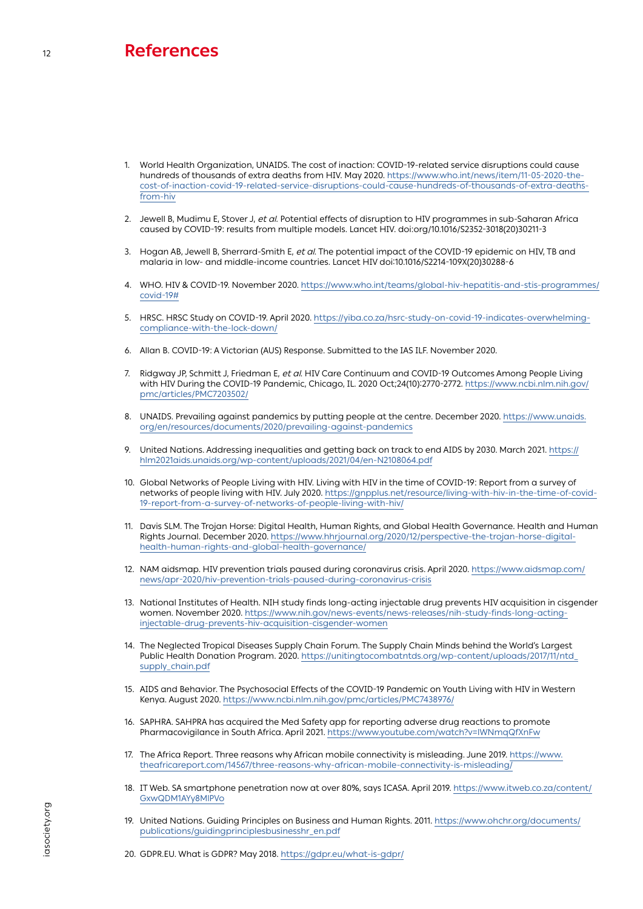# References

1. World Health Organization, UNAIDS. The cost of inaction: COVID-19-related service disruptions could cause hundreds of thousands of extra deaths from HIV. May 2020. https://www.who.int/news/item/11-05-2020-the-cost-of-inaction-covid-19-related-service-disruptions-could-cause-hundreds-of-thousands-of-extra-deaths-from-hiv

2. Jewell B, Mudimu E, Stover J, *et al.* Potential effects of disruption to HIV programmes in sub-Saharan Africa caused by COVID-19: results from multiple models. Lancet HIV. doi:org/10.1016/S2352-3018(20)30211-3

3. Hogan AB, Jewell B, Sherrard-Smith E, *et al.* The potential impact of the COVID-19 epidemic on HIV, TB and malaria in low- and middle-income countries. Lancet HIV doi:10.1016/S2214-109X(20)30288-6

4. WHO. HIV & COVID-19. November 2020. https://www.who.int/teams/global-hiv-hepatitis-and-stis-programmes/covid-19#

5. HRSC. HRSC Study on COVID-19. April 2020. https://yiba.co.za/hsrc-study-on-covid-19-indicates-overwhelming-compliance-with-the-lock-down/

6. Allan B. COVID-19: A Victorian (AUS) Response. Submitted to the IAS ILF. November 2020.

7. Ridgway JP, Schmitt J, Friedman E, *et al.* HIV Care Continuum and COVID-19 Outcomes Among People Living with HIV During the COVID-19 Pandemic, Chicago, IL. 2020 Oct;24(10):2770-2772. https://www.ncbi.nlm.nih.gov/pmc/articles/PMC7203502/

8. UNAIDS. Prevailing against pandemics by putting people at the centre. December 2020. https://www.unaids.org/en/resources/documents/2020/prevailing-against-pandemics

9. United Nations. Addressing inequalities and getting back on track to end AIDS by 2030. March 2021. https://hlm2021aids.unaids.org/wp-content/uploads/2021/04/en-N2108064.pdf

10. Global Networks of People Living with HIV. Living with HIV in the time of COVID-19: Report from a survey of networks of people living with HIV. July 2020. https://gnpplus.net/resource/living-with-hiv-in-the-time-of-covid-19-report-from-a-survey-of-networks-of-people-living-with-hiv/

11. Davis SLM. The Trojan Horse: Digital Health, Human Rights, and Global Health Governance. Health and Human Rights Journal. December 2020. https://www.hhrjournal.org/2020/12/perspective-the-trojan-horse-digital-health-human-rights-and-global-health-governance/

12. NAM aidsmap. HIV prevention trials paused during coronavirus crisis. April 2020. https://www.aidsmap.com/news/apr-2020/hiv-prevention-trials-paused-during-coronavirus-crisis

13. National Institutes of Health. NIH study finds long-acting injectable drug prevents HIV acquisition in cisgender women. November 2020. https://www.nih.gov/news-events/news-releases/nih-study-finds-long-acting-injectable-drug-prevents-hiv-acquisition-cisgender-women

14. The Neglected Tropical Diseases Supply Chain Forum. The Supply Chain Minds behind the World's Largest Public Health Donation Program. 2020. https://unitingtocombatntds.org/wp-content/uploads/2017/11/ntd_supply_chain.pdf

15. AIDS and Behavior. The Psychosocial Effects of the COVID-19 Pandemic on Youth Living with HIV in Western Kenya. August 2020. https://www.ncbi.nlm.nih.gov/pmc/articles/PMC7438976/

16. SAPHRA. SAHPRA has acquired the Med Safety app for reporting adverse drug reactions to promote Pharmacovigilance in South Africa. April 2021. https://www.youtube.com/watch?v=lWNmqQfXnFw

17. The Africa Report. Three reasons why African mobile connectivity is misleading. June 2019. https://www.theafricareport.com/14567/three-reasons-why-african-mobile-connectivity-is-misleading/

18. IT Web. SA smartphone penetration now at over 80%, says ICASA. April 2019. https://www.itweb.co.za/content/GxwQDM1AYy8MlPVo

19. United Nations. Guiding Principles on Business and Human Rights. 2011. https://www.ohchr.org/documents/publications/guidingprinciplesbusinesshr_en.pdf

20. GDPR.EU. What is GDPR? May 2018. https://gdpr.eu/what-is-gdpr/